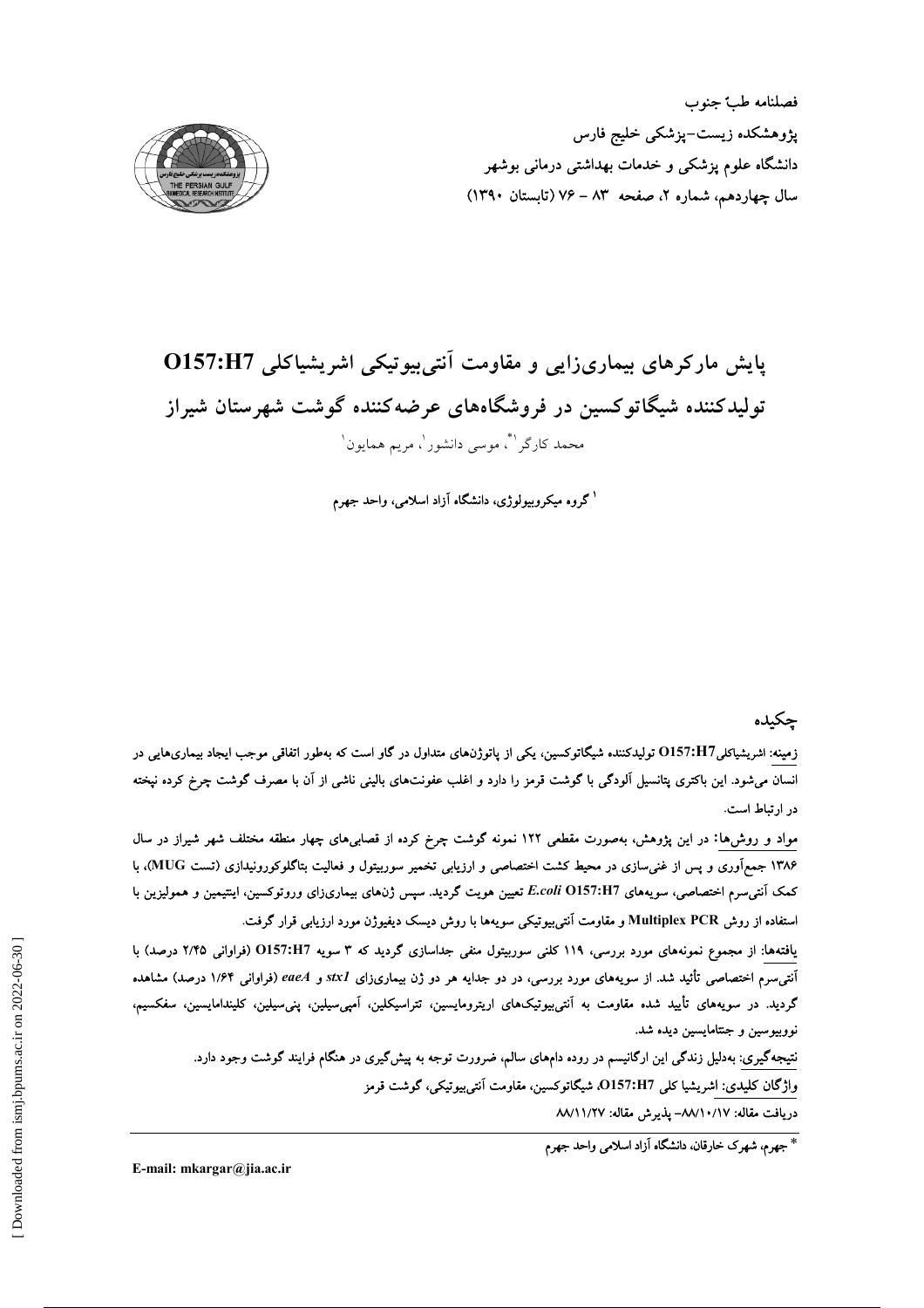فصلنامه طبّ جنوب
پژوهشکده زیست-پزشکی خلیج فارس
دانشگاه علوم پزشکی و خدمات بهداشتی درمانی بوشهر
سال چهاردهم، شماره ۲، صفحه ۸۳ - ۷۶ (تابستان ۱۳۹۰)

# پایش مارکرهای بیماری‌زایی و مقاومت آنتی‌بیوتیکی اشریشیاکلی O157:H7 تولیدکننده شیگاتوکسین در فروشگاه‌های عرضه‌کننده گوشت شهرستان شیراز

محمد کارگر[۱*]، موسی دانشور[۱]، مریم همایون[۱]

[۱] گروه میکروبیولوژی، دانشگاه آزاد اسلامی، واحد جهرم

## چکیده

**زمینه:** اشریشیاکلی O157:H7 تولیدکننده شیگاتوکسین، یکی از پاتوژن‌های متداول در گاو است که به‌طور اتفاقی موجب ایجاد بیماری‌هایی در انسان می‌شود. این باکتری پتانسیل آلودگی با گوشت قرمز را دارد و اغلب عفونت‌های بالینی ناشی از آن با مصرف گوشت چرخ کرده نپخته در ارتباط است.

**مواد و روش‌ها:** در این پژوهش، به‌صورت مقطعی ۱۲۲ نمونه گوشت چرخ کرده از قصابی‌های چهار منطقه مختلف شهر شیراز در سال ۱۳۸۶ جمع‌آوری و پس از غنی‌سازی در محیط کشت اختصاصی و ارزیابی تخمیر سوربیتول و فعالیت بتاگلوکورونیدازی (تست MUG)، با کمک آنتی‌سرم اختصاصی، سویه‌های *E.coli* O157:H7 تعیین هویت گردید. سپس ژن‌های بیماری‌زای وروتوکسین، اینتیمین و همولیزین با استفاده از روش Multiplex PCR و مقاومت آنتی‌بیوتیکی سویه‌ها با روش دیسک دیفیوژن مورد ارزیابی قرار گرفت.

**یافته‌ها:** از مجموع نمونه‌های مورد بررسی، ۱۱۹ کلنی سوربیتول منفی جداسازی گردید که ۳ سویه O157:H7 (فراوانی ۲/۴۵ درصد) با آنتی‌سرم اختصاصی تأئید شد. از سویه‌های مورد بررسی، در دو جدایه هر دو ژن بیماری‌زای *stx1* و *eaeA* (فراوانی ۱/۶۴ درصد) مشاهده گردید. در سویه‌های تأیید شده مقاومت به آنتی‌بیوتیک‌های اریترومایسین، تتراسیکلین، آمپی‌سیلین، پنی‌سیلین، کلیندامایسین، سفکسیم، نووبیوسین و جنتامایسین دیده شد.

**نتیجه‌گیری:** به‌دلیل زندگی این ارگانیسم در روده دام‌های سالم، ضرورت توجه به پیش‌گیری در هنگام فرایند گوشت وجود دارد.

**واژگان کلیدی:** اشریشیا کلی O157:H7، شیگاتوکسین، مقاومت آنتی‌بیوتیکی، گوشت قرمز

دریافت مقاله: ۸۸/۱۰/۱۷ – پذیرش مقاله: ۸۸/۱۱/۲۷

\* جهرم، شهرک خارقان، دانشگاه آزاد اسلامی واحد جهرم

E-mail: mkargar@jia.ac.ir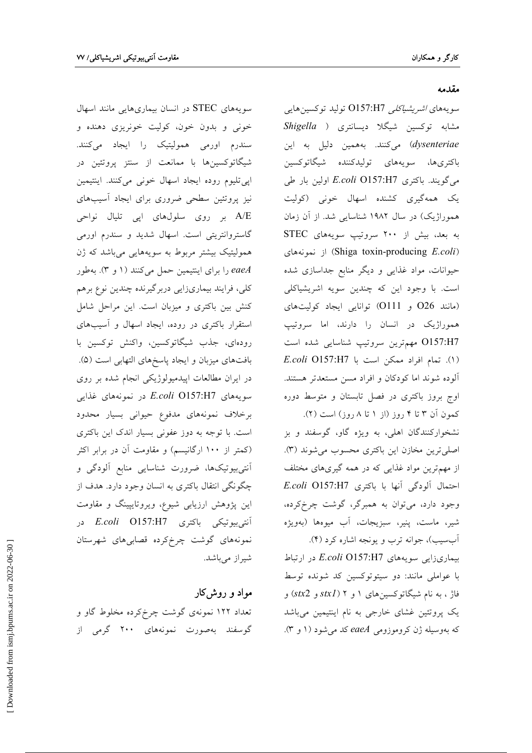## مقدمه

سویه‌های *اشریشیاکلی* O157:H7 تولید توکسین‌هایی مشابه توکسین شیگلا دیسانتری (*Shigella dysenteriae*) می‌کنند. به‌همین دلیل به این باکتری‌ها، سویه‌های تولیدکننده شیگاتوکسین می‌گویند. باکتری *E.coli* O157:H7 اولین بار طی یک همه‌گیری کشنده اسهال خونی (کولیت هموراژیک) در سال ۱۹۸۲ شناسایی شد. از آن زمان به بعد، بیش از ۲۰۰ سروتیپ سویه‌های STEC (Shiga toxin-producing *E.coli*) از نمونه‌های حیوانات، مواد غذایی و دیگر منابع جداسازی شده است. با وجود این که چندین سویه اشریشیاکلی (مانند O26 و O111) توانایی ایجاد کولیت‌های هموراژیک در انسان را دارند، اما سروتیپ O157:H7 مهم‌ترین سروتیپ شناسایی شده است (۱). تمام افراد ممکن است با *E.coli* O157:H7 آلوده شوند اما کودکان و افراد مسن مستعدتر هستند. اوج بروز باکتری در فصل تابستان و متوسط دوره کمون آن ۳ تا ۴ روز (از ۱ تا ۸ روز) است (۲).

نشخوارکنندگان اهلی، به ویژه گاو، گوسفند و بز اصلی‌ترین مخازن این باکتری محسوب می‌شوند (۳). از مهم‌ترین مواد غذایی که در همه گیری‌های مختلف احتمال آلودگی آنها با باکتری *E.coli* O157:H7 وجود دارد، می‌توان به همبرگر، گوشت چرخ‌کرده، شیر، ماست، پنیر، سبزیجات، آب میوه‌ها (به‌ویژه آب‌سیب)، جوانه ترب و یونجه اشاره کرد (۴).

بیماری‌زایی سویه‌های *E.coli* O157:H7 در ارتباط با عواملی مانند: دو سیتوتوکسین کد شونده توسط فاژ، به نام شیگاتوکسین‌های ۱ و ۲ (*stx1* و *stx2*) و یک پروتئین غشای خارجی به نام اینتیمین می‌باشد که به‌وسیله ژن کروموزومی *eaeA* کد می‌شود (۱ و ۳).

سویه‌های STEC در انسان بیماری‌هایی مانند اسهال خونی و بدون خون، کولیت خونریزی دهنده و سندرم اورمی همولیتیک را ایجاد می‌کنند. شیگاتوکسین‌ها با ممانعت از سنتز پروتئین در اپی‌تلیوم روده ایجاد اسهال خونی می‌کنند. اینتیمین نیز پروتئین سطحی ضروری برای ایجاد آسیب‌های A/E بر روی سلول‌های اپی تلیال نواحی گاستروانتریتی است. اسهال شدید و سندرم اورمی همولیتیک بیشتر مربوط به سویه‌هایی می‌باشد که ژن *eaeA* را برای اینتیمین حمل می‌کنند (۱ و ۳). به‌طور کلی، فرایند بیماری‌زایی دربرگیرنده چندین نوع برهم کنش بین باکتری و میزبان است. این مراحل شامل استقرار باکتری در روده، ایجاد اسهال و آسیب‌های روده‌ای، جذب شیگاتوکسین، واکنش توکسین با بافت‌های میزبان و ایجاد پاسخ‌های التهابی است (۵).

در ایران مطالعات اپیدمیولوژیکی انجام شده بر روی سویه‌های *E.coli* O157:H7 در نمونه‌های غذایی برخلاف نمونه‌های مدفوع حیوانی بسیار محدود است. با توجه به دوز عفونی بسیار اندک این باکتری (کمتر از ۱۰۰ ارگانیسم) و مقاومت آن در برابر اکثر آنتی‌بیوتیک‌ها، ضرورت شناسایی منابع آلودگی و چگونگی انتقال باکتری به انسان وجود دارد. هدف از این پژوهش ارزیابی شیوع، ویروتایپینگ و مقاومت آنتی‌بیوتیکی باکتری *E.coli* O157:H7 در نمونه‌های گوشت چرخ‌کرده قصابی‌های شهرستان شیراز می‌باشد.

## مواد و روش‌کار

تعداد ۱۲۲ نمونه‌ی گوشت چرخ‌کرده مخلوط گاو و گوسفند به‌صورت نمونه‌های ۲۰۰ گرمی از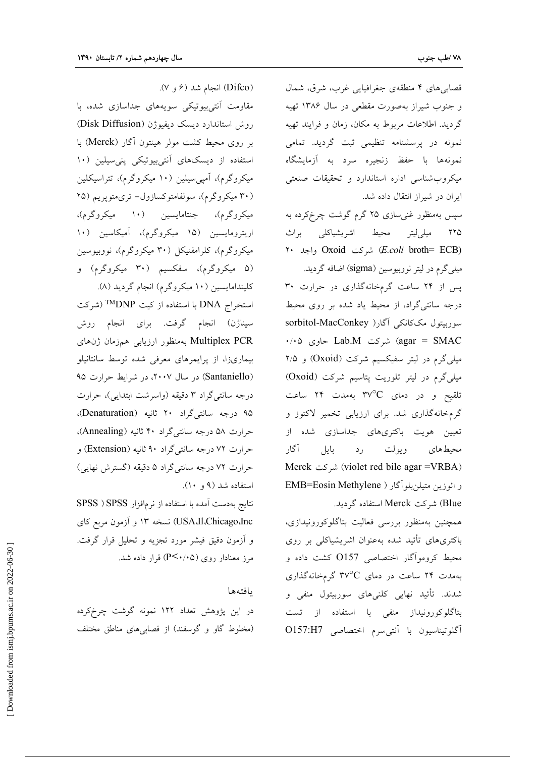قصابی‌های ۴ منطقه‌ی جغرافیایی غرب، شرق، شمال و جنوب شیراز به‌صورت مقطعی در سال ۱۳۸۶ تهیه گردید. اطلاعات مربوط به مکان، زمان و فرایند تهیه نمونه در پرسشنامه تنظیمی ثبت گردید. تمامی نمونه‌ها با حفظ زنجیره سرد به آزمایشگاه میکروب‌شناسی اداره استاندارد و تحقیقات صنعتی ایران در شیراز انتقال داده شد.

سپس به‌منظور غنی‌سازی ۲۵ گرم گوشت چرخ‌کرده به ۲۲۵ میلی‌لیتر محیط اشریشیاکلی براث (*E.coli* broth= ECB) شرکت Oxoid واجد ۲۰ میلی‌گرم در لیتر نووبیوسین (sigma) اضافه گردید.

پس از ۲۴ ساعت گرمخانه‌گذاری در حرارت ۳۰ درجه سانتی‌گراد، از محیط یاد شده بر روی محیط سوربیتول مک‌کانکی آگار( sorbitol-MacConkey agar = SMAC) شرکت Lab.M حاوی ۰/۰۵ میلی‌گرم در لیتر سفیکسیم شرکت (Oxoid) و ۲/۵ میلی‌گرم در لیتر تلوریت پتاسیم شرکت (Oxoid) تلقیح و در دمای $37^{\circ}C$ به‌مدت ۲۴ ساعت گرمخانه‌گذاری شد. برای ارزیابی تخمیر لاکتوز و تعیین هویت باکتری‌های جداسازی شده از محیط‌های ویولت رد بایل آگار (violet red bile agar =VRBA) شرکت Merck و ائوزین متیلن‌بلوآگار ( EMB=Eosin Methylene Blue) شرکت Merck استفاده گردید.

همچنین به‌منظور بررسی فعالیت بتاگلوکورونیدازی، باکتری‌های تأئید شده به‌عنوان اشریشیاکلی بر روی محیط کروموآگار اختصاصی O157 کشت داده و به‌مدت ۲۴ ساعت در دمای $37^{\circ}C$ گرمخانه‌گذاری شدند. تأئید نهایی کلنی‌های سوربیتول منفی و بتاگلوکورونیداز منفی با استفاده از تست آگلوتیناسیون با آنتی‌سرم اختصاصی O157:H7 (Difco) انجام شد (۶ و ۷).

مقاومت آنتی‌بیوتیکی سویه‌های جداسازی شده، با روش استاندارد دیسک دیفیوژن (Disk Diffusion) بر روی محیط کشت مولر هینتون آگار (Merck) با استفاده از دیسک‌های آنتی‌بیوتیکی پنی‌سیلین (۱۰ میکروگرم)، آمپی‌سیلین (۱۰ میکروگرم)، تتراسیکلین (۳۰ میکروگرم)، سولفامتوکسازول- تری‌متوپریم (۲۵ میکروگرم)، جنتامایسین (۱۰ میکروگرم)، اریترومایسین (۱۵ میکروگرم)، آمیکاسین (۱۰ میکروگرم)، کلرامفنیکل (۳۰ میکروگرم)، نووبیوسین (۵ میکروگرم)، سفکسیم (۳۰ میکروگرم) و کلینداامایسین (۱۰ میکروگرم) انجام گردید (۸).

استخراج DNA با استفاده از کیت DNP™ (شرکت سیناژن) انجام گرفت. برای انجام روش Multiplex PCR به‌منظور ارزیابی هم‌زمان ژن‌های بیماری‌زا، از پرایمرهای معرفی شده توسط سانتانیلو (Santaniello) در سال ۲۰۰۷، در شرایط حرارت ۹۵ درجه سانتی‌گراد ۳ دقیقه (واسرشت ابتدایی)، حرارت ۹۵ درجه سانتی‌گراد ۲۰ ثانیه (Denaturation)، حرارت ۵۸ درجه سانتی‌گراد ۴۰ ثانیه (Annealing)، حرارت ۷۲ درجه سانتی‌گراد ۹۰ ثانیه (Extension) و حرارت ۷۲ درجه سانتی‌گراد ۵ دقیقه (گسترش نهایی) استفاده شد (۹ و ۱۰).

نتایج به‌دست آمده با استفاده از نرم‌افزار SPSS ( SPSS USA,Il,Chicago,Inc) نسخه ۱۳ و آزمون مربع کای و آزمون دقیق فیشر مورد تجزیه و تحلیل قرار گرفت. مرز معنادار روی ($P<0.05$) قرار داده شد.

## یافته‌ها

در این پژوهش تعداد ۱۲۲ نمونه گوشت چرخ‌کرده (مخلوط گاو و گوسفند) از قصابی‌های مناطق مختلف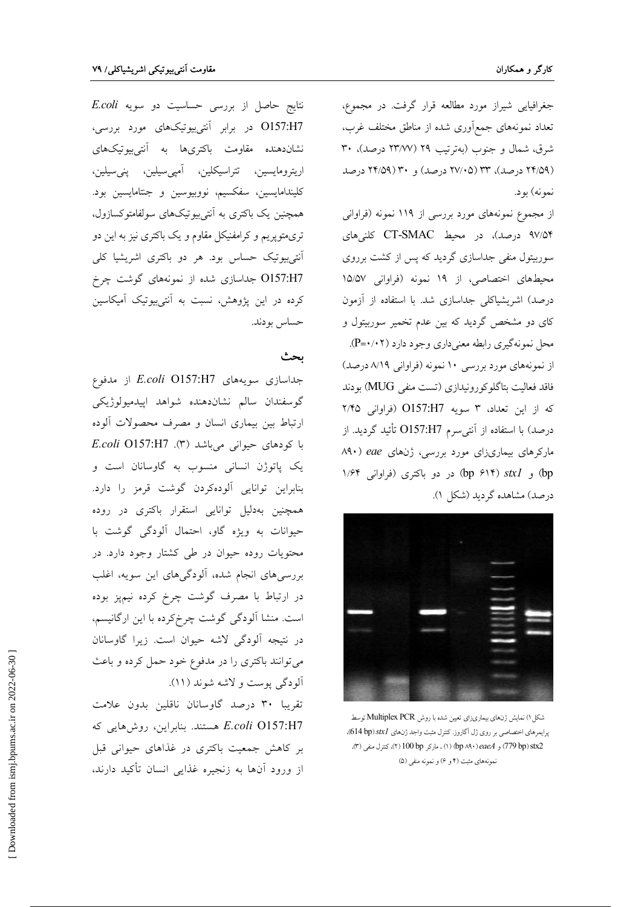جغرافیایی شیراز مورد مطالعه قرار گرفت. در مجموع، تعداد نمونه‌های جمع‌آوری شده از مناطق مختلف غرب، شرق، شمال و جنوب (به‌ترتیب ۲۹ (۲۳/۷۷ درصد)، ۳۰ (۲۴/۵۹ درصد)، ۳۳ (۲۷/۰۵ درصد) و ۳۰ (۲۴/۵۹ درصد نمونه) بود.

از مجموع نمونه‌های مورد بررسی از ۱۱۹ نمونه (فراوانی ۹۷/۵۴ درصد)، در محیط CT-SMAC کلنی‌های سوربیتول منفی جداسازی گردید که پس از کشت برروی محیط‌های اختصاصی، از ۱۹ نمونه (فراوانی ۱۵/۵۷ درصد) اشریشیاکلی جداسازی شد. با استفاده از آزمون کای دو مشخص گردید که بین عدم تخمیر سوربیتول و محل نمونه‌گیری رابطه معنی‌داری وجود دارد (P=۰/۰۲).

از نمونه‌های مورد بررسی ۱۰ نمونه (فراوانی ۸/۱۹ درصد) فاقد فعالیت بتاگلوکورونیدازی (تست منفی MUG) بودند که از این تعداد، ۳ سویه O157:H7 (فراوانی ۲/۴۵ درصد) با استفاده از آنتی‌سرم O157:H7 تأئید گردید. از مارکرهای بیماری‌زای مورد بررسی، ژن‌های *eae* (۸۹۰ bp) و *stx1* (۶۱۴ bp) در دو باکتری (فراوانی ۱/۶۴ درصد) مشاهده گردید (شکل ۱).

شکل ۱) نمایش ژن‌های بیماری‌زای تعیین شده با روش Multiplex PCR توسط پرایمرهای اختصاصی بر روی ژل آگاروز. کنترل مثبت واجد ژن‌های *stx1* (614 bp)، stx2 (779 bp) و *eaeA* (۸۹۰ bp) (۱)، مارکر 100 bp (۲)، کنترل منفی (۳)، نمونه‌های مثبت (۴ و ۶) و نمونه منفی (۵)

نتایج حاصل از بررسی حساسیت دو سویه *E.coli* O157:H7 در برابر آنتی‌بیوتیک‌های مورد بررسی، نشان‌دهنده مقاومت باکتری‌ها به آنتی‌بیوتیک‌های اریترومایسین، تتراسیکلین، آمپی‌سیلین، پنی‌سیلین، کلیندامایسین، سفکسیم، نووبیوسین و جنتامایسین بود. همچنین یک باکتری به آنتی‌بیوتیک‌های سولفامتوکسازول، تری‌متوپریم و کرامفنیکل مقاوم و یک باکتری نیز به این دو آنتی‌بیوتیک حساس بود. هر دو باکتری اشریشیا کلی O157:H7 جداسازی شده از نمونه‌های گوشت چرخ کرده در این پژوهش، نسبت به آنتی‌بیوتیک آمیکاسین حساس بودند.

## بحث

جداسازی سویه‌های *E.coli* O157:H7 از مدفوع گوسفندان سالم نشان‌دهنده شواهد اپیدمیولوژیکی ارتباط بین بیماری انسان و مصرف محصولات آلوده با کودهای حیوانی می‌باشد (۳). *E.coli* O157:H7 یک پاتوژن انسانی منسوب به گاوسانان است و بنابراین توانایی آلوده‌کردن گوشت قرمز را دارد. همچنین به‌دلیل توانایی استقرار باکتری در روده حیوانات به ویژه گاو، احتمال آلودگی گوشت با محتویات روده حیوان در طی کشتار وجود دارد. در بررسی‌های انجام شده، آلودگی‌های این سویه، اغلب در ارتباط با مصرف گوشت چرخ کرده نیم‌پز بوده است. منشا آلودگی گوشت چرخ‌کرده با این ارگانیسم، در نتیجه آلودگی لاشه حیوان است. زیرا گاوسانان می‌توانند باکتری را در مدفوع خود حمل کرده و باعث آلودگی پوست و لاشه شوند (۱۱).

تقریبا ۳۰ درصد گاوسانان ناقلین بدون علامت *E.coli* O157:H7 هستند. بنابراین، روش‌هایی که بر کاهش جمعیت باکتری در غذاهای حیوانی قبل از ورود آن‌ها به زنجیره غذایی انسان تأکید دارند،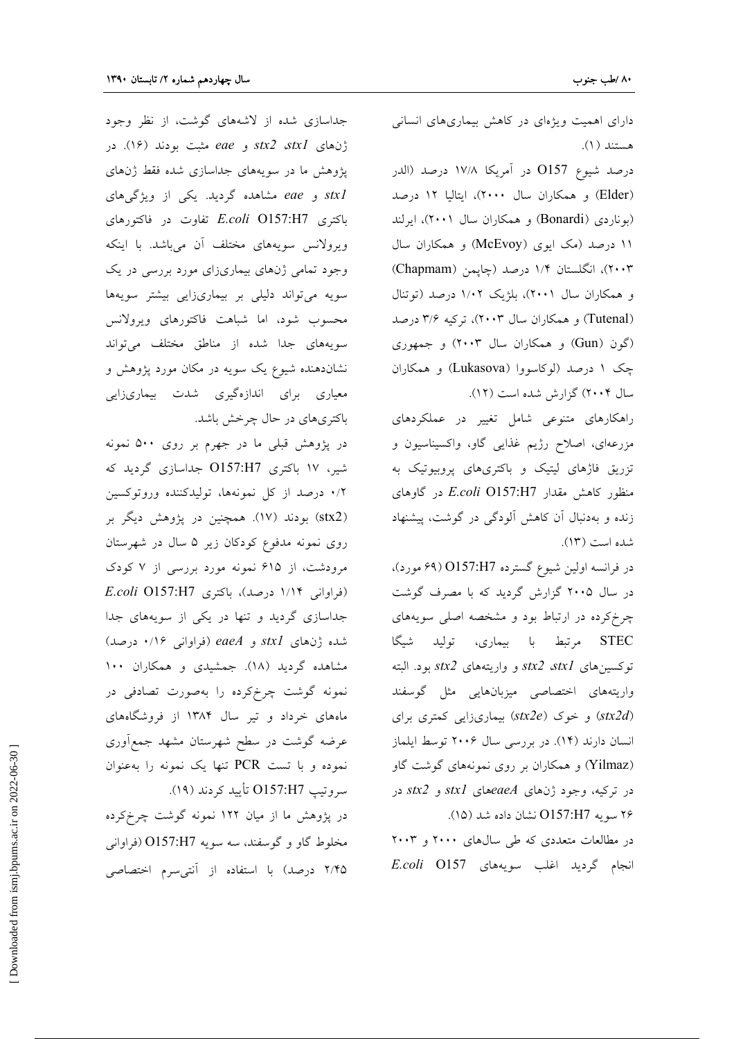دارای اهمیت ویژه‌ای در کاهش بیماری‌های انسانی هستند (۱).

درصد شیوع O157 در آمریکا ۱۷/۸ درصد (الدر (Elder) و همکاران سال ۲۰۰۰)، ایتالیا ۱۲ درصد (بوناردی (Bonardi) و همکاران سال ۲۰۰۱)، ایرلند ۱۱ درصد (مک ایوی (McEvoy) و همکاران سال ۲۰۰۳)، انگلستان ۱/۴ درصد (چاپمن (Chapmam) و همکاران سال ۲۰۰۱)، بلژیک ۱/۰۲ درصد (توتنال (Tutenal) و همکاران سال ۲۰۰۳)، ترکیه ۳/۶ درصد (گون (Gun) و همکاران سال ۲۰۰۳) و جمهوری چک ۱ درصد (لوکاسووا (Lukasova) و همکاران سال ۲۰۰۴) گزارش شده است (۱۲).

راهکارهای متنوعی شامل تغییر در عملکردهای مزرعه‌ای، اصلاح رژیم غذایی گاو، واکسیناسیون و تزریق فاژهای لیتیک و باکتری‌های پروبیوتیک به منظور کاهش مقدار *E.coli* O157:H7 در گاوهای زنده و به‌دنبال آن کاهش آلودگی در گوشت، پیشنهاد شده است (۱۳).

در فرانسه اولین شیوع گسترده O157:H7 (۶۹ مورد)، در سال ۲۰۰۵ گزارش گردید که با مصرف گوشت چرخ‌کرده در ارتباط بود و مشخصه اصلی سویه‌های STEC مرتبط با بیماری، تولید شیگا توکسین‌های *stx1*، *stx2* و واریته‌های *stx2* بود. البته واریته‌های اختصاصی میزبان‌هایی مثل گوسفند (*stx2d*) و خوک (*stx2e*) بیماری‌زایی کمتری برای انسان دارند (۱۴). در بررسی سال ۲۰۰۶ توسط ایلماز (Yilmaz) و همکاران بر روی نمونه‌های گوشت گاو در ترکیه، وجود ژن‌های *eaeA*، *stx1* و *stx2* در ۲۶ سویه O157:H7 نشان داده شد (۱۵).

در مطالعات متعددی که طی سال‌های ۲۰۰۰ و ۲۰۰۳ انجام گردید اغلب سویه‌های *E.coli* O157 جداسازی شده از لاشه‌های گوشت، از نظر وجود ژن‌های *stx1*، *stx2* و *eae* مثبت بودند (۱۶). در پژوهش ما در سویه‌های جداسازی شده فقط ژن‌های *stx1* و *eae* مشاهده گردید. یکی از ویژگی‌های باکتری *E.coli* O157:H7 تفاوت در فاکتورهای ویرولانس سویه‌های مختلف آن می‌باشد. با اینکه وجود تمامی ژن‌های بیماری‌زای مورد بررسی در یک سویه می‌تواند دلیلی بر بیماری‌زایی بیشتر سویه‌ها محسوب شود، اما شباهت فاکتورهای ویرولانس سویه‌های جدا شده از مناطق مختلف می‌تواند نشان‌دهنده شیوع یک سویه در مکان مورد پژوهش و معیاری برای اندازه‌گیری شدت بیماری‌زایی باکتری‌های در حال چرخش باشد.

در پژوهش قبلی ما در جهرم بر روی ۵۰۰ نمونه شیر، ۱۷ باکتری O157:H7 جداسازی گردید که ۰/۲ درصد از کل نمونه‌ها، تولیدکننده وروتوکسین (stx2) بودند (۱۷). همچنین در پژوهش دیگر بر روی نمونه مدفوع کودکان زیر ۵ سال در شهرستان مرودشت، از ۶۱۵ نمونه مورد بررسی از ۷ کودک (فراوانی ۱/۱۴ درصد)، باکتری *E.coli* O157:H7 جداسازی گردید و تنها در یکی از سویه‌های جدا شده ژن‌های *stx1* و *eaeA* (فراوانی ۰/۱۶ درصد) مشاهده گردید (۱۸). جمشیدی و همکاران ۱۰۰ نمونه گوشت چرخ‌کرده را به‌صورت تصادفی در ماه‌های خرداد و تیر سال ۱۳۸۴ از فروشگاه‌های عرضه گوشت در سطح شهرستان مشهد جمع‌آوری نموده و با تست PCR تنها یک نمونه را به‌عنوان سروتیپ O157:H7 تأیید کردند (۱۹).

در پژوهش ما از میان ۱۲۲ نمونه گوشت چرخ‌کرده مخلوط گاو و گوسفند، سه سویه O157:H7 (فراوانی ۲/۴۵ درصد) با استفاده از آنتی‌سرم اختصاصی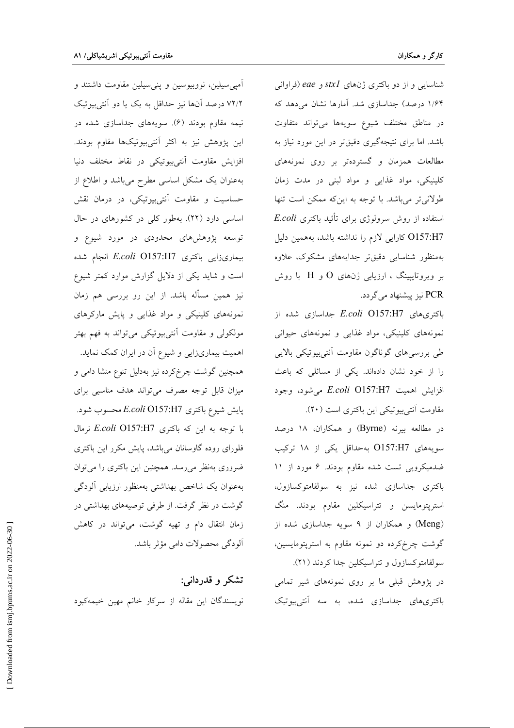شناسایی و از دو باکتری ژن‌های *stx1* و *eae* (فراوانی ۱/۶۴ درصد) جداسازی شد. آمارها نشان می‌دهد که در مناطق مختلف شیوع سویه‌ها می‌تواند متفاوت باشد. اما برای نتیجه‌گیری دقیق‌تر در این مورد نیاز به مطالعات همزمان و گسترده‌تر بر روی نمونه‌های کلینیکی، مواد غذایی و مواد لبنی در مدت زمان طولانی‌تر می‌باشد. با توجه به این‌که ممکن است تنها استفاده از روش سرولوژی برای تأئید باکتری *E.coli* O157:H7 کارایی لازم را نداشته باشد، به‌همین دلیل به‌منظور شناسایی دقیق‌تر جدایه‌های مشکوک، علاوه بر ویروتایپینگ ، ارزیابی ژن‌های O و H با روش PCR نیز پیشنهاد می‌گردد.

باکتری‌های *E.coli* O157:H7 جداسازی شده از نمونه‌های کلینیکی، مواد غذایی و نمونه‌های حیوانی طی بررسی‌های گوناگون مقاومت آنتی‌بیوتیکی بالایی را از خود نشان داده‌اند. یکی از مسائلی که باعث افزایش اهمیت *E.coli* O157:H7 می‌شود، وجود مقاومت آنتی‌بیوتیکی این باکتری است (۲۰).

در مطالعه بیرنه (Byrne) و همکاران، ۱۸ درصد سویه‌های O157:H7 به‌حداقل یکی از ۱۸ ترکیب ضدمیکروبی تست شده مقاوم بودند. ۶ مورد از ۱۱ باکتری جداسازی شده نیز به سولفامتوکسازول، استرپتومایسن و تتراسیکلین مقاوم بودند. منگ (Meng) و همکاران از ۹ سویه جداسازی شده از گوشت چرخ‌کرده دو نمونه مقاوم به استرپتومایسین، سولفامتوکسازول و تتراسیکلین جدا کردند (۲۱).

در پژوهش قبلی ما بر روی نمونه‌های شیر تمامی باکتری‌های جداسازی شده، به سه آنتی‌بیوتیک آمپی‌سیلین، نووبیوسین و پنی‌سیلین مقاومت داشتند و ۷۲/۲ درصد آن‌ها نیز حداقل به یک یا دو آنتی‌بیوتیک نیمه مقاوم بودند (۶). سویه‌های جداسازی شده در این پژوهش نیز به اکثر آنتی‌بیوتیک‌ها مقاوم بودند. افزایش مقاومت آنتی‌بیوتیکی در نقاط مختلف دنیا به‌عنوان یک مشکل اساسی مطرح می‌باشد و اطلاع از حساسیت و مقاومت آنتی‌بیوتیکی، در درمان نقش اساسی دارد (۲۲). به‌طور کلی در کشورهای در حال توسعه پژوهش‌های محدودی در مورد شیوع و بیماری‌زایی باکتری *E.coli* O157:H7 انجام شده است و شاید یکی از دلایل گزارش موارد کمتر شیوع نیز همین مسأله باشد. از این رو بررسی هم زمان نمونه‌های کلینیکی و مواد غذایی و پایش مارکرهای مولکولی و مقاومت آنتی‌بیوتیکی می‌تواند به فهم بهتر اهمیت بیماری‌زایی و شیوع آن در ایران کمک نماید.

همچنین گوشت چرخ‌کرده نیز به‌دلیل تنوع منشا دامی و میزان قابل توجه مصرف می‌تواند هدف مناسبی برای پایش شیوع باکتری *E.coli* O157:H7 محسوب شود. با توجه به این که باکتری *E.coli* O157:H7 نرمال فلورای روده گاوسانان می‌باشد، پایش مکرر این باکتری ضروری به‌نظر می‌رسد. همچنین این باکتری را می‌توان به‌عنوان یک شاخص بهداشتی به‌منظور ارزیابی آلودگی گوشت در نظر گرفت. از طرفی توصیه‌های بهداشتی در زمان انتقال دام و تهیه گوشت، می‌تواند در کاهش آلودگی محصولات دامی مؤثر باشد.

## تشکر و قدردانی:

نویسندگان این مقاله از سرکار خانم مهین خیمه‌کبود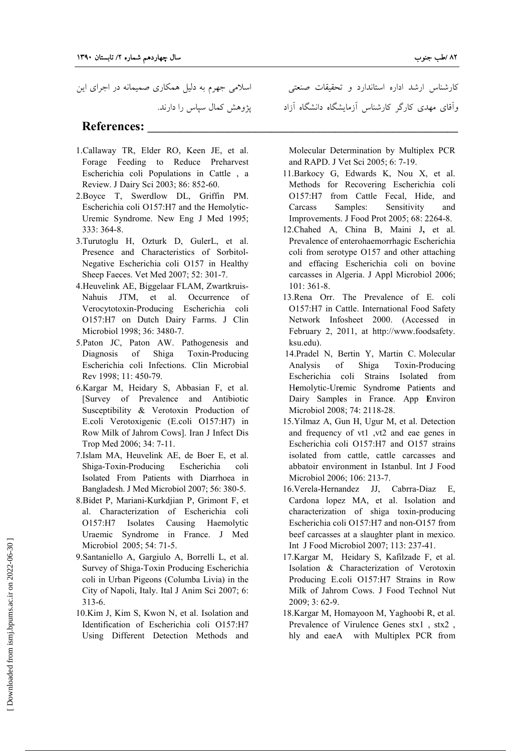کارشناس ارشد اداره استاندارد و تحقیقات صنعتی اسلامی جهرم به دلیل همکاری صمیمانه در اجرای این وآقای مهدی کارگر کارشناس آزمایشگاه دانشگاه آزاد پژوهش کمال سپاس را دارند.

## References:

1. Callaway TR, Elder RO, Keen JE, et al. Forage Feeding to Reduce Preharvest Escherichia coli Populations in Cattle , a Review. J Dairy Sci 2003; 86: 852-60.
2. Boyce T, Swerdlow DL, Griffin PM. Escherichia coli O157:H7 and the Hemolytic-Uremic Syndrome. New Eng J Med 1995; 333: 364-8.
3. Turutoglu H, Ozturk D, GulerL, et al. Presence and Characteristics of Sorbitol-Negative Escherichia coli O157 in Healthy Sheep Faeces. Vet Med 2007; 52: 301-7.
4. Heuvelink AE, Biggelaar FLAM, Zwartkruis-Nahuis JTM, et al. Occurrence of Verocytotoxin-Producing Escherichia coli O157:H7 on Dutch Dairy Farms. J Clin Microbiol 1998; 36: 3480-7.
5. Paton JC, Paton AW. Pathogenesis and Diagnosis of Shiga Toxin-Producing Escherichia coli Infections. Clin Microbial Rev 1998; 11: 450-79.
6. Kargar M, Heidary S, Abbasian F, et al. [Survey of Prevalence and Antibiotic Susceptibility & Verotoxin Production of E.coli Verotoxigenic (E.coli O157:H7) in Row Milk of Jahrom Cows]. Iran J Infect Dis Trop Med 2006; 34: 7-11.
7. Islam MA, Heuvelink AE, de Boer E, et al. Shiga-Toxin-Producing Escherichia coli Isolated From Patients with Diarrhoea in Bangladesh. J Med Microbiol 2007; 56: 380-5.
8. Bidet P, Mariani-Kurkdjian P, Grimont F, et al. Characterization of Escherichia coli O157:H7 Isolates Causing Haemolytic Uraemic Syndrome in France. J Med Microbiol 2005; 54: 71-5.
9. Santaniello A, Gargiulo A, Borrelli L, et al. Survey of Shiga-Toxin Producing Escherichia coli in Urban Pigeons (Columba Livia) in the City of Napoli, Italy. Ital J Anim Sci 2007; 6: 313-6.
10. Kim J, Kim S, Kwon N, et al. Isolation and Identification of Escherichia coli O157:H7 Using Different Detection Methods and Molecular Determination by Multiplex PCR and RAPD. J Vet Sci 2005; 6: 7-19.
11. Barkocy G, Edwards K, Nou X, et al. Methods for Recovering Escherichia coli O157:H7 from Cattle Fecal, Hide, and Carcass Samples: Sensitivity and Improvements. J Food Prot 2005; 68: 2264-8.
12. Chahed A, China B, Maini J, et al. Prevalence of enterohaemorrhagic Escherichia coli from serotype O157 and other attaching and effacing Escherichia coli on bovine carcasses in Algeria. J Appl Microbiol 2006; 101: 361-8.
13. Rena Orr. The Prevalence of E. coli O157:H7 in Cattle. International Food Safety Network Infosheet 2000. (Accessed in February 2, 2011, at http://www.foodsafety.ksu.edu).
14. Pradel N, Bertin Y, Martin C. Molecular Analysis of Shiga Toxin-Producing Escherichia coli Strains Isolated from Hemolytic-Uremic Syndrome Patients and Dairy Samples in France. App Environ Microbiol 2008; 74: 2118-28.
15. Yilmaz A, Gun H, Ugur M, et al. Detection and frequency of vt1 ,vt2 and eae genes in Escherichia coli O157:H7 and O157 strains isolated from cattle, cattle carcasses and abbatoir environment in Istanbul. Int J Food Microbiol 2006; 106: 213-7.
16. Verela-Hernandez JJ, Cabrra-Diaz E, Cardona lopez MA, et al. Isolation and characterization of shiga toxin-producing Escherichia coli O157:H7 and non-O157 from beef carcasses at a slaughter plant in mexico. Int J Food Microbiol 2007; 113: 237-41.
17. Kargar M, Heidary S, Kafilzade F, et al. Isolation & Characterization of Verotoxin Producing E.coli O157:H7 Strains in Row Milk of Jahrom Cows. J Food Technol Nut 2009; 3: 62-9.
18. Kargar M, Homayoon M, Yaghoobi R, et al. Prevalence of Virulence Genes stx1 , stx2 , hly and eaeA with Multiplex PCR from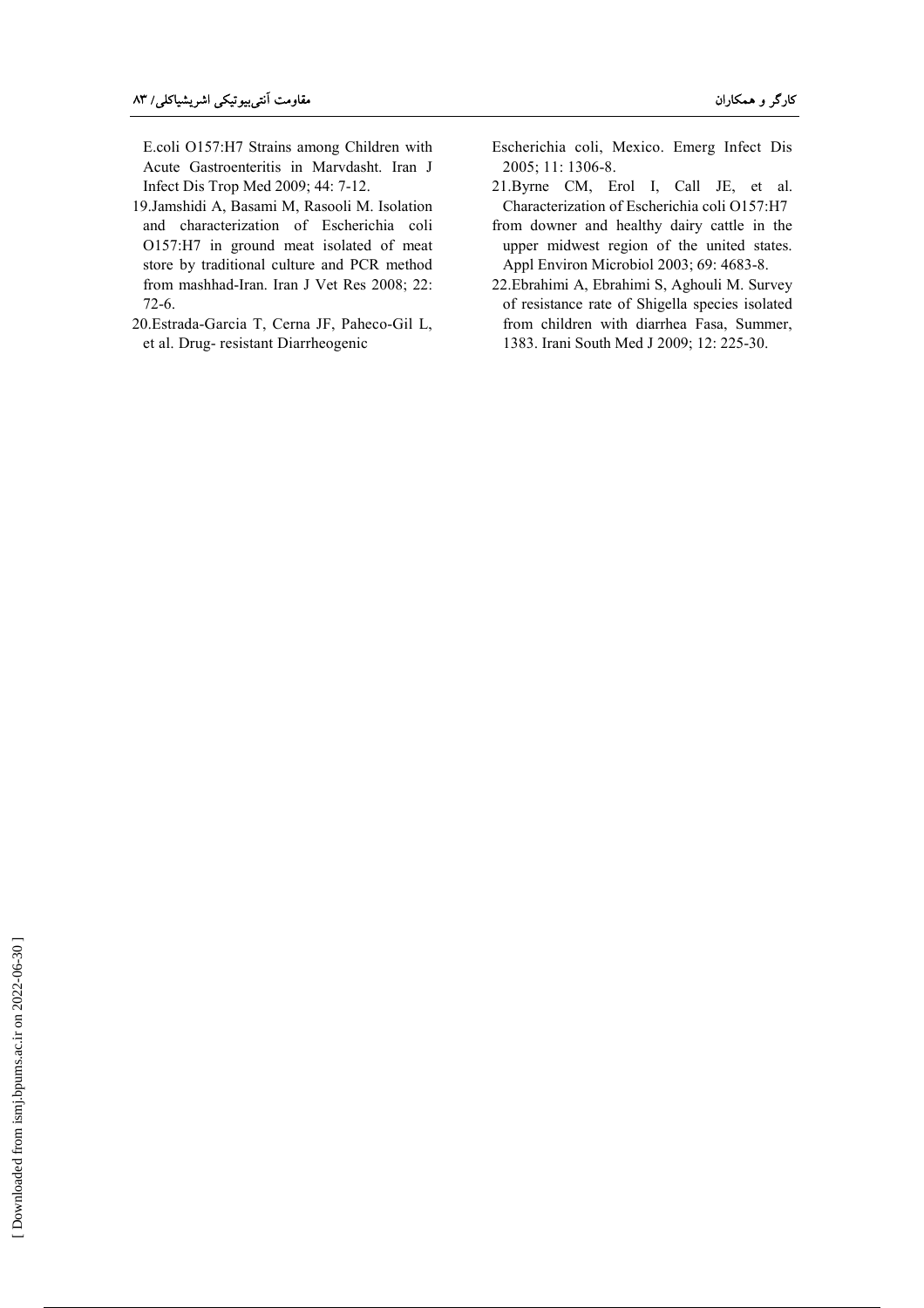E.coli O157:H7 Strains among Children with Acute Gastroenteritis in Marvdasht. Iran J Infect Dis Trop Med 2009; 44: 7-12.

19.Jamshidi A, Basami M, Rasooli M. Isolation and characterization of Escherichia coli O157:H7 in ground meat isolated of meat store by traditional culture and PCR method from mashhad-Iran. Iran J Vet Res 2008; 22: 72-6.

20.Estrada-Garcia T, Cerna JF, Paheco-Gil L, et al. Drug- resistant Diarrheogenic Escherichia coli, Mexico. Emerg Infect Dis 2005; 11: 1306-8.

21.Byrne CM, Erol I, Call JE, et al. Characterization of Escherichia coli O157:H7 from downer and healthy dairy cattle in the upper midwest region of the united states. Appl Environ Microbiol 2003; 69: 4683-8.

22.Ebrahimi A, Ebrahimi S, Aghouli M. Survey of resistance rate of Shigella species isolated from children with diarrhea Fasa, Summer, 1383. Irani South Med J 2009; 12: 225-30.